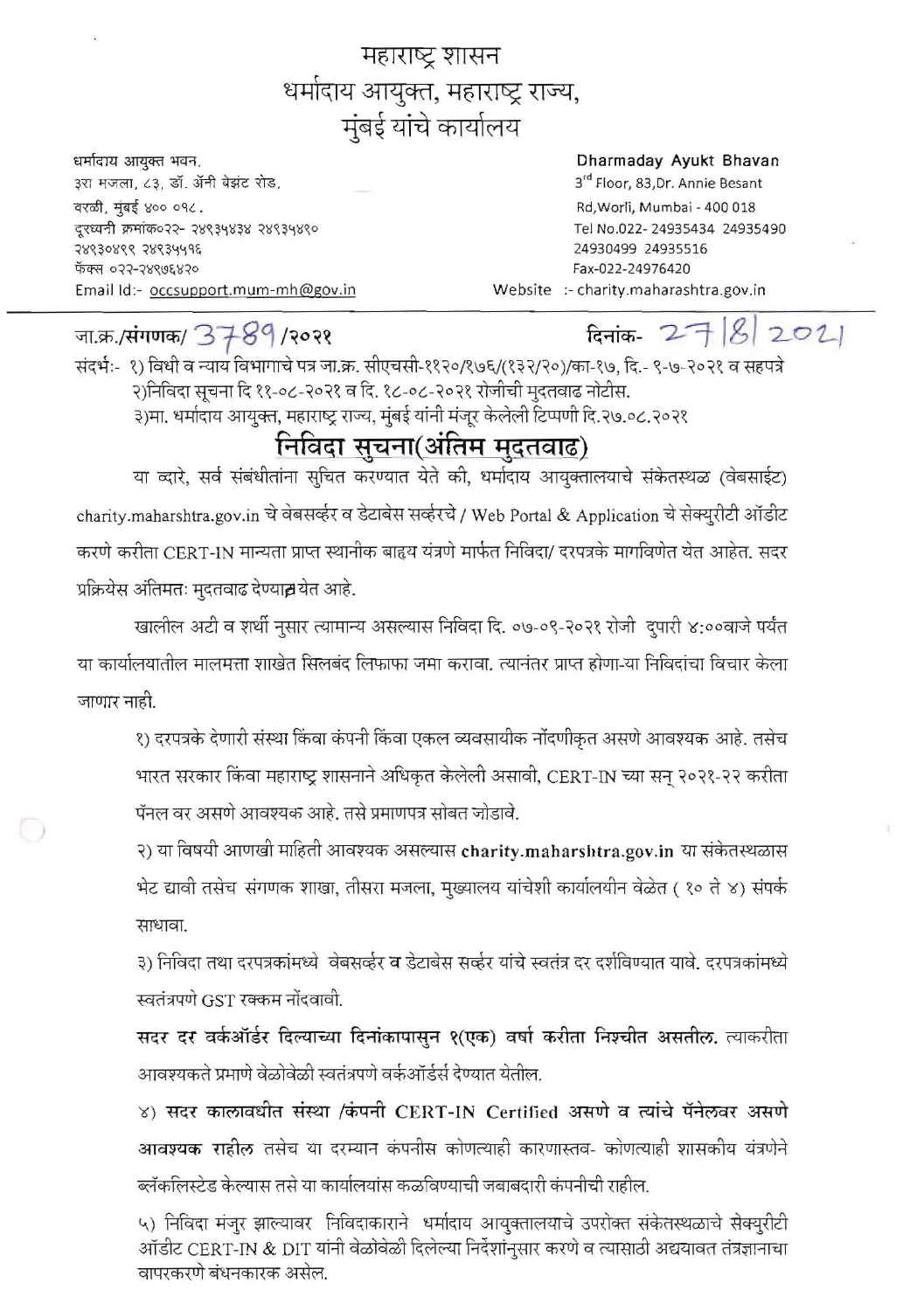# महाराष्ट्र शासन
# धर्मादाय आयुक्त, महाराष्ट्र राज्य, मुंबई यांचे कार्यालय

धर्मादाय आयुक्त भवन,
३रा मजला, ८३, डॉ. ॲनी बेझंट रोड,
वरळी, मुंबई ४०० ०१८.
दूरध्वनी क्रमांक०२२- २४९३५४३४ २४९३५४९०
२४९३०४९९ २४९३५५१६
फॅक्स ०२२-२४९७६४२०
Email Id:- occsupport.mum-mh@gov.in

Dharmaday Ayukt Bhavan
3rd Floor, 83,Dr. Annie Besant
Rd,Worli, Mumbai - 400 018
Tel No.022- 24935434 24935490
24930499 24935516
Fax-022-24976420
Website :- charity.maharashtra.gov.in

जा.क्र./संगणक/ 3789/२०२१

दिनांक- 27/8/2021

संदर्भ:- १) विधी व न्याय विभागाचे पत्र जा.क्र. सीएचसी-११२०/१७६/(१३२/२०)/का-१७, दि.- ९-७-२०२१ व सहपत्रे
२)निविदा सूचना दि ११-०८-२०२१ व दि. १८-०८-२०२१ रोजीची मुदतवाढ नोटीस.
३)मा. धर्मादाय आयुक्त, महाराष्ट्र राज्य, मुंबई यांनी मंजूर केलेली टिप्पणी दि.२७.०८.२०२१

## निविदा सुचना(अंतिम मुदतवाढ)

या व्दारे, सर्व संबंधीतांना सुचित करण्यात येते की, धर्मादाय आयुक्तालयाचे संकेतस्थळ (वेबसाईट) charity.maharshtra.gov.in चे वेबसर्व्हर व डेटाबेस सर्व्हरचे / Web Portal & Application चे सेक्युरीटी ऑडीट करणे करीता CERT-IN मान्यता प्राप्त स्थानीक बाह्य यंत्रणे मार्फत निविदा/ दरपत्रके मागविणेत येत आहेत. सदर प्रक्रियेस अंतिमतः मुदतवाढ देण्यात येत आहे.

खालील अटी व शर्थी नुसार त्यामान्य असल्यास निविदा दि. ०७-०९-२०२१ रोजी दुपारी ४:००वाजे पर्यंत या कार्यालयातील मालमत्ता शाखेत सिलबंद लिफाफा जमा करावा. त्यानंतर प्राप्त होणा-या निविदांचा विचार केला जाणार नाही.

१) दरपत्रके देणारी संस्था किंवा कंपनी किंवा एकल व्यवसायीक नोंदणीकृत असणे आवश्यक आहे. तसेच भारत सरकार किंवा महाराष्ट्र शासनाने अधिकृत केलेली असावी, CERT-IN च्या सन् २०२१-२२ करीता पॅनल वर असणे आवश्यक आहे. तसे प्रमाणपत्र सोबत जोडावे.

२) या विषयी आणखी माहिती आवश्यक असल्यास **charity.maharshtra.gov.in** या संकेतस्थळास भेट द्यावी तसेच संगणक शाखा, तीसरा मजला, मुख्यालय यांचेशी कार्यालयीन वेळेत ( १० ते ४) संपर्क साधावा.

३) निविदा तथा दरपत्रकांमध्ये वेबसर्व्हर व डेटाबेस सर्व्हर यांचे स्वतंत्र दर दर्शविण्यात यावे. दरपत्रकांमध्ये स्वतंत्रपणे GST रक्कम नोंदवावी.

**सदर दर वर्कऑर्डर दिल्याच्या दिनांकापासुन १(एक) वर्षा करीता निश्चीत असतील.** त्याकरीता आवश्यकते प्रमाणे वेळोवेळी स्वतंत्रपणे वर्कऑर्डर्स देण्यात येतील.

४) **सदर कालावधीत संस्था /कंपनी CERT-IN Certified असणे व त्यांचे पॅनेलवर असणे आवश्यक राहील** तसेच या दरम्यान कंपनीस कोणत्याही कारणास्तव- कोणत्याही शासकीय यंत्रणेने ब्लॅकलिस्टेड केल्यास तसे या कार्यालयांस कळविण्याची जबाबदारी कंपनीची राहील.

५) निविदा मंजुर झाल्यावर निविदाकाराने धर्मादाय आयुक्तालयाचे उपरोक्त संकेतस्थळाचे सेक्युरीटी ऑडीट CERT-IN & DIT यांनी वेळोवेळी दिलेल्या निर्देशांनुसार करणे व त्यासाठी अद्ययावत तंत्रज्ञानाचा वापरकरणे बंधनकारक असेल.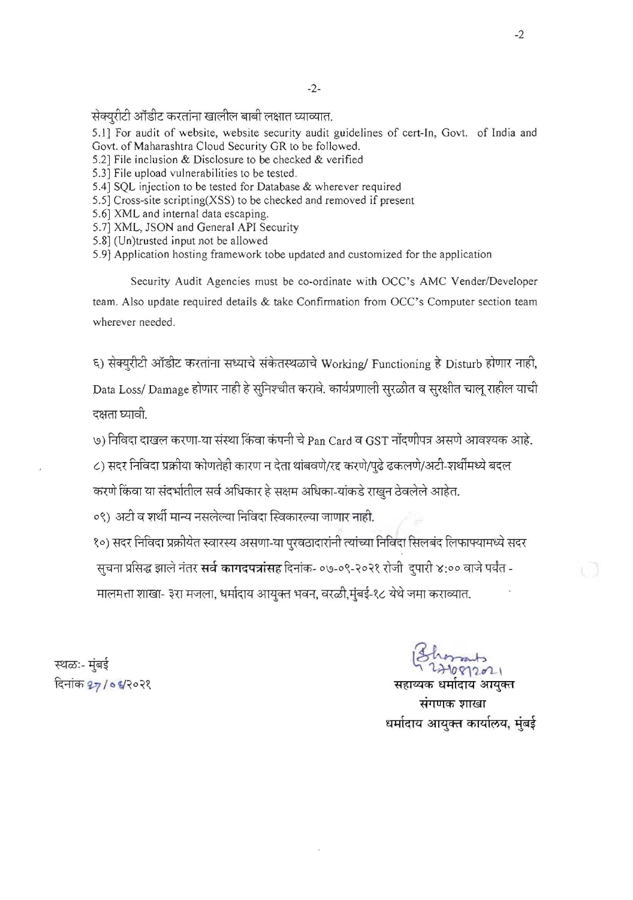सेक्युरीटी ऑडीट करतांना खालील बाबी लक्षात घ्याव्यात.

5.1] For audit of website, website security audit guidelines of cert-In, Govt. of India and Govt. of Maharashtra Cloud Security GR to be followed.
5.2] File inclusion & Disclosure to be checked & verified
5.3] File upload vulnerabilities to be tested.
5.4] SQL injection to be tested for Database & wherever required
5.5] Cross-site scripting(XSS) to be checked and removed if present
5.6] XML and internal data escaping.
5.7] XML, JSON and General API Security
5.8] (Un)trusted input not be allowed
5.9] Application hosting framework tobe updated and customized for the application

Security Audit Agencies must be co-ordinate with OCC's AMC Vender/Developer team. Also update required details & take Confirmation from OCC's Computer section team wherever needed.

६) सेक्युरीटी ऑडीट करतांना सध्याचे संकेतस्थळाचे Working/ Functioning हे Disturb होणार नाही, Data Loss/ Damage होणार नाही हे सुनिश्चीत करावे. कार्यप्रणाली सुरळीत व सुरक्षीत चालू राहील याची दक्षता घ्यावी.

७) निविदा दाखल करणा-या संस्था किंवा कंपनी चे Pan Card व GST नोंदणीपत्र असणे आवश्यक आहे.

८) सदर निविदा प्रक्रीया कोणतेही कारण न देता थांबवणे/रद्द करणे/पुढे ढकलणे/अटी-शर्थीमध्ये बदल करणे किंवा या संदर्भातील सर्व अधिकार हे सक्षम अधिका-यांकडे राखुन ठेवलेले आहेत.

०९) अटी व शर्थी मान्य नसलेल्या निविदा स्विकारल्या जाणार नाही.

१०) सदर निविदा प्रक्रीयेत स्वारस्य असणा-या पुरवठादारांनी त्यांच्या निविदा सिलबंद लिफाफ्यामध्ये सदर सुचना प्रसिद्ध झाले नंतर **सर्व कागदपत्रांसह** दिनांक- ०७-०९-२०२१ रोजी दुपारी ४:०० वाजे पर्यंत - मालमत्ता शाखा- ३रा मजला, धर्मादाय आयुक्त भवन, वरळी,मुंबई-१८ येथे जमा कराव्यात.

स्थळः- मुंबई
दिनांक २७/०८/२०२१

27/08/2021

**सहाय्यक धर्मादाय आयुक्त**
**संगणक शाखा**
**धर्मादाय आयुक्त कार्यालय, मुंबई**